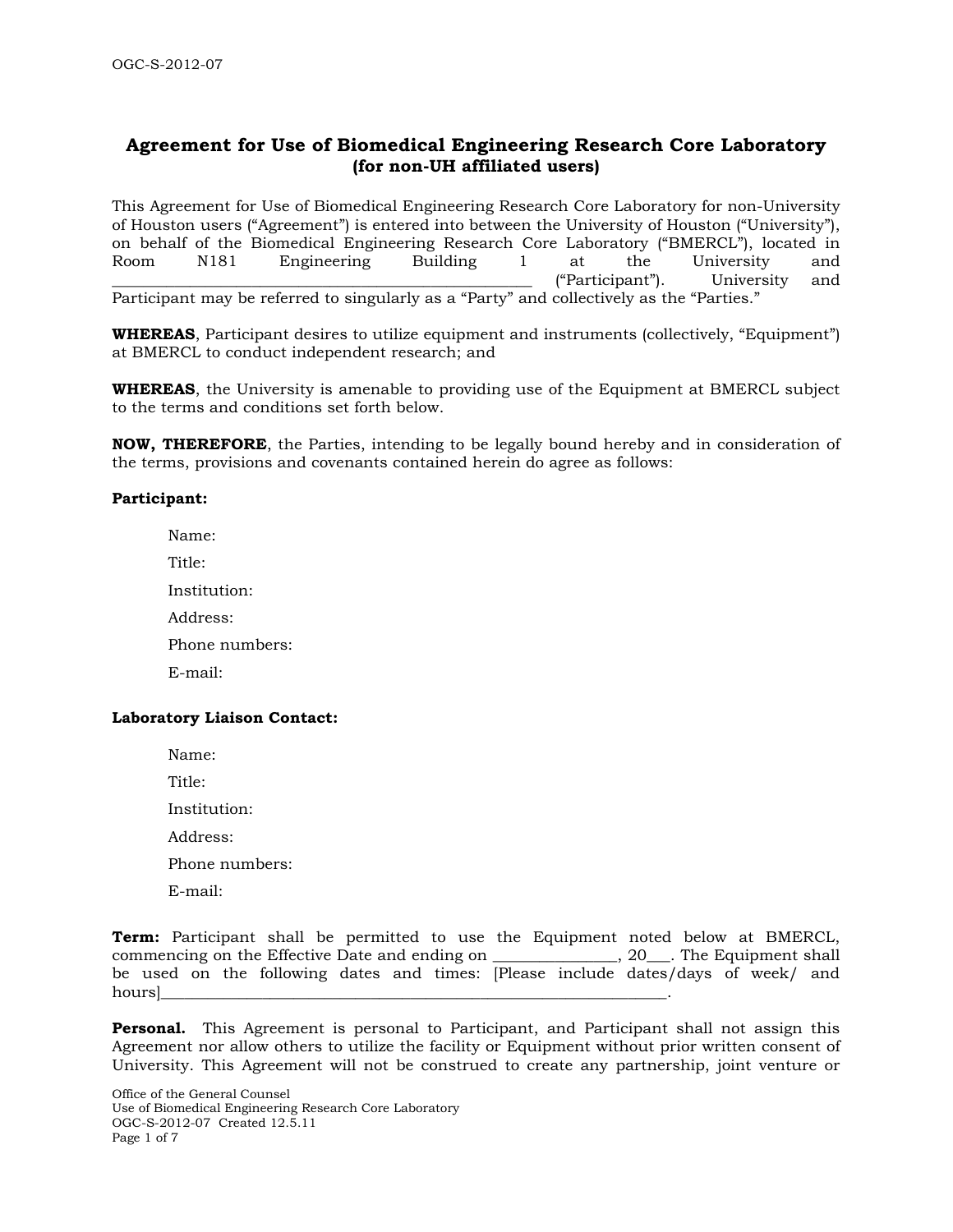OGC-S-2012-07

# Agreement for Use of Biomedical Engineering Research Core Laboratory
## (for non-UH affiliated users)

This Agreement for Use of Biomedical Engineering Research Core Laboratory for non-University of Houston users ("Agreement") is entered into between the University of Houston ("University"), on behalf of the Biomedical Engineering Research Core Laboratory ("BMERCL"), located in Room N181 Engineering Building 1 at the University and ______________________________________________ ("Participant"). University and Participant may be referred to singularly as a "Party" and collectively as the "Parties."

**WHEREAS**, Participant desires to utilize equipment and instruments (collectively, "Equipment") at BMERCL to conduct independent research; and

**WHEREAS**, the University is amenable to providing use of the Equipment at BMERCL subject to the terms and conditions set forth below.

**NOW, THEREFORE**, the Parties, intending to be legally bound hereby and in consideration of the terms, provisions and covenants contained herein do agree as follows:

**Participant:**

Name:

Title:

Institution:

Address:

Phone numbers:

E-mail:

**Laboratory Liaison Contact:**

Name:

Title:

Institution:

Address:

Phone numbers:

E-mail:

**Term:** Participant shall be permitted to use the Equipment noted below at BMERCL, commencing on the Effective Date and ending on _______________, 20___. The Equipment shall be used on the following dates and times: [Please include dates/days of week/ and hours]_________________________________________________________________.

**Personal.** This Agreement is personal to Participant, and Participant shall not assign this Agreement nor allow others to utilize the facility or Equipment without prior written consent of University. This Agreement will not be construed to create any partnership, joint venture or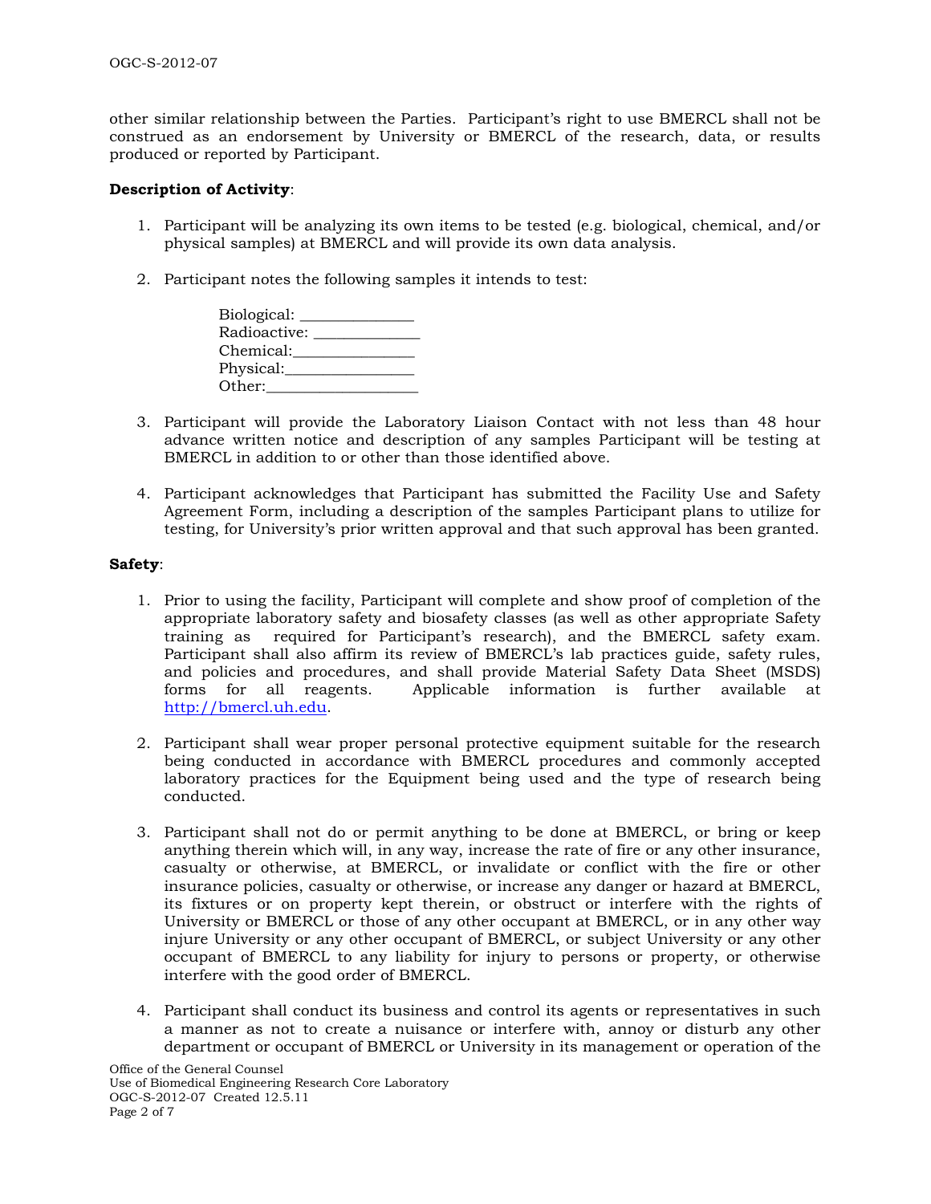other similar relationship between the Parties. Participant's right to use BMERCL shall not be construed as an endorsement by University or BMERCL of the research, data, or results produced or reported by Participant.

**Description of Activity**:

1. Participant will be analyzing its own items to be tested (e.g. biological, chemical, and/or physical samples) at BMERCL and will provide its own data analysis.

2. Participant notes the following samples it intends to test:

   Biological: _______________
   Radioactive: ______________
   Chemical:________________
   Physical:_________________
   Other:____________________

3. Participant will provide the Laboratory Liaison Contact with not less than 48 hour advance written notice and description of any samples Participant will be testing at BMERCL in addition to or other than those identified above.

4. Participant acknowledges that Participant has submitted the Facility Use and Safety Agreement Form, including a description of the samples Participant plans to utilize for testing, for University's prior written approval and that such approval has been granted.

**Safety**:

1. Prior to using the facility, Participant will complete and show proof of completion of the appropriate laboratory safety and biosafety classes (as well as other appropriate Safety training as required for Participant's research), and the BMERCL safety exam. Participant shall also affirm its review of BMERCL's lab practices guide, safety rules, and policies and procedures, and shall provide Material Safety Data Sheet (MSDS) forms for all reagents. Applicable information is further available at http://bmercl.uh.edu.

2. Participant shall wear proper personal protective equipment suitable for the research being conducted in accordance with BMERCL procedures and commonly accepted laboratory practices for the Equipment being used and the type of research being conducted.

3. Participant shall not do or permit anything to be done at BMERCL, or bring or keep anything therein which will, in any way, increase the rate of fire or any other insurance, casualty or otherwise, at BMERCL, or invalidate or conflict with the fire or other insurance policies, casualty or otherwise, or increase any danger or hazard at BMERCL, its fixtures or on property kept therein, or obstruct or interfere with the rights of University or BMERCL or those of any other occupant at BMERCL, or in any other way injure University or any other occupant of BMERCL, or subject University or any other occupant of BMERCL to any liability for injury to persons or property, or otherwise interfere with the good order of BMERCL.

4. Participant shall conduct its business and control its agents or representatives in such a manner as not to create a nuisance or interfere with, annoy or disturb any other department or occupant of BMERCL or University in its management or operation of the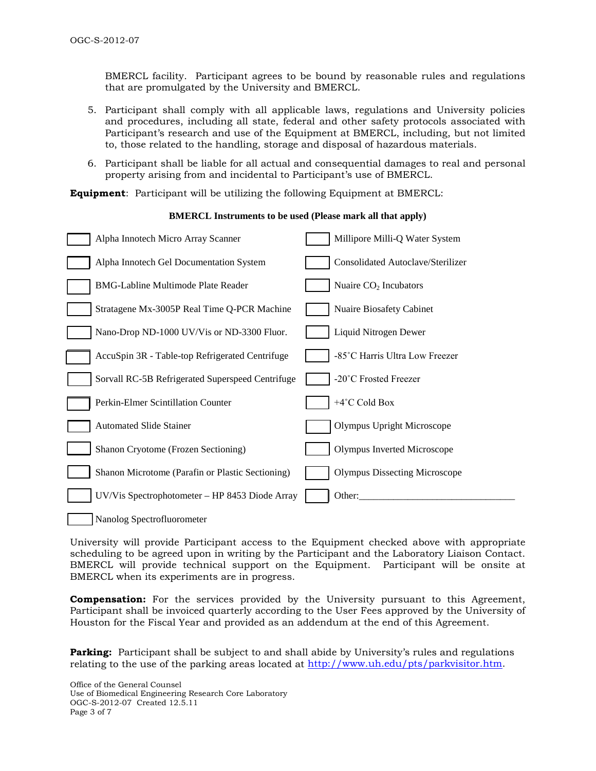BMERCL facility. Participant agrees to be bound by reasonable rules and regulations that are promulgated by the University and BMERCL.

5. Participant shall comply with all applicable laws, regulations and University policies and procedures, including all state, federal and other safety protocols associated with Participant's research and use of the Equipment at BMERCL, including, but not limited to, those related to the handling, storage and disposal of hazardous materials.

6. Participant shall be liable for all actual and consequential damages to real and personal property arising from and incidental to Participant's use of BMERCL.

**Equipment**: Participant will be utilizing the following Equipment at BMERCL:

**BMERCL Instruments to be used (Please mark all that apply)**

| | |
|---|---|
| ☐ Alpha Innotech Micro Array Scanner | ☐ Millipore Milli-Q Water System |
| ☐ Alpha Innotech Gel Documentation System | ☐ Consolidated Autoclave/Sterilizer |
| ☐ BMG-Labline Multimode Plate Reader | ☐ Nuaire $CO_2$ Incubators |
| ☐ Stratagene Mx-3005P Real Time Q-PCR Machine | ☐ Nuaire Biosafety Cabinet |
| ☐ Nano-Drop ND-1000 UV/Vis or ND-3300 Fluor. | ☐ Liquid Nitrogen Dewer |
| ☐ AccuSpin 3R - Table-top Refrigerated Centrifuge | ☐ -85˚C Harris Ultra Low Freezer |
| ☐ Sorvall RC-5B Refrigerated Superspeed Centrifuge | ☐ -20˚C Frosted Freezer |
| ☐ Perkin-Elmer Scintillation Counter | ☐ +4˚C Cold Box |
| ☐ Automated Slide Stainer | ☐ Olympus Upright Microscope |
| ☐ Shanon Cryotome (Frozen Sectioning) | ☐ Olympus Inverted Microscope |
| ☐ Shanon Microtome (Parafin or Plastic Sectioning) | ☐ Olympus Dissecting Microscope |
| ☐ UV/Vis Spectrophotometer – HP 8453 Diode Array | ☐ Other:_______________________________ |
| ☐ Nanolog Spectrofluorometer | |

University will provide Participant access to the Equipment checked above with appropriate scheduling to be agreed upon in writing by the Participant and the Laboratory Liaison Contact. BMERCL will provide technical support on the Equipment. Participant will be onsite at BMERCL when its experiments are in progress.

**Compensation:** For the services provided by the University pursuant to this Agreement, Participant shall be invoiced quarterly according to the User Fees approved by the University of Houston for the Fiscal Year and provided as an addendum at the end of this Agreement.

**Parking:** Participant shall be subject to and shall abide by University's rules and regulations relating to the use of the parking areas located at http://www.uh.edu/pts/parkvisitor.htm.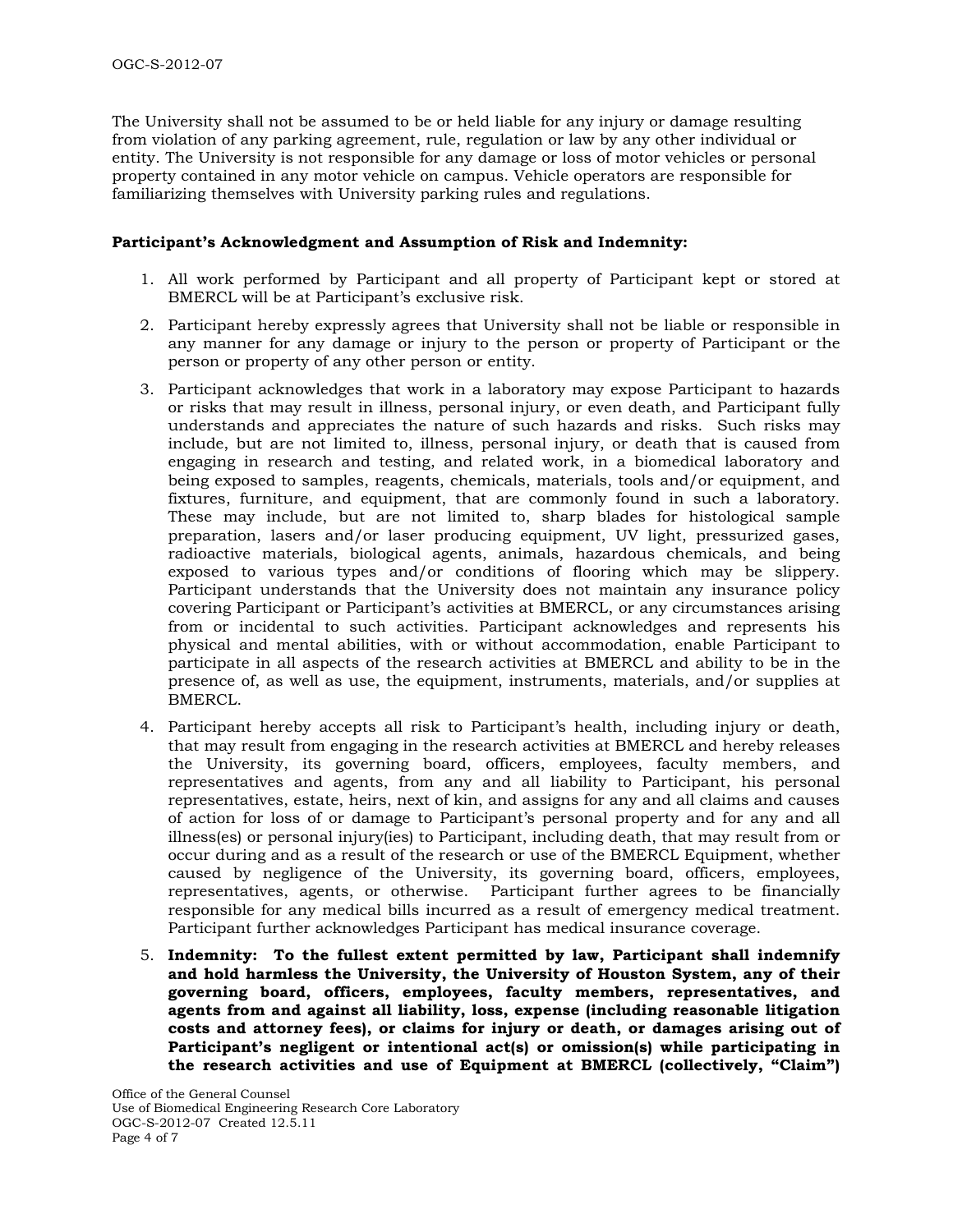The University shall not be assumed to be or held liable for any injury or damage resulting from violation of any parking agreement, rule, regulation or law by any other individual or entity. The University is not responsible for any damage or loss of motor vehicles or personal property contained in any motor vehicle on campus. Vehicle operators are responsible for familiarizing themselves with University parking rules and regulations.

**Participant's Acknowledgment and Assumption of Risk and Indemnity:**

1. All work performed by Participant and all property of Participant kept or stored at BMERCL will be at Participant's exclusive risk.
2. Participant hereby expressly agrees that University shall not be liable or responsible in any manner for any damage or injury to the person or property of Participant or the person or property of any other person or entity.
3. Participant acknowledges that work in a laboratory may expose Participant to hazards or risks that may result in illness, personal injury, or even death, and Participant fully understands and appreciates the nature of such hazards and risks. Such risks may include, but are not limited to, illness, personal injury, or death that is caused from engaging in research and testing, and related work, in a biomedical laboratory and being exposed to samples, reagents, chemicals, materials, tools and/or equipment, and fixtures, furniture, and equipment, that are commonly found in such a laboratory. These may include, but are not limited to, sharp blades for histological sample preparation, lasers and/or laser producing equipment, UV light, pressurized gases, radioactive materials, biological agents, animals, hazardous chemicals, and being exposed to various types and/or conditions of flooring which may be slippery. Participant understands that the University does not maintain any insurance policy covering Participant or Participant's activities at BMERCL, or any circumstances arising from or incidental to such activities. Participant acknowledges and represents his physical and mental abilities, with or without accommodation, enable Participant to participate in all aspects of the research activities at BMERCL and ability to be in the presence of, as well as use, the equipment, instruments, materials, and/or supplies at BMERCL.
4. Participant hereby accepts all risk to Participant's health, including injury or death, that may result from engaging in the research activities at BMERCL and hereby releases the University, its governing board, officers, employees, faculty members, and representatives and agents, from any and all liability to Participant, his personal representatives, estate, heirs, next of kin, and assigns for any and all claims and causes of action for loss of or damage to Participant's personal property and for any and all illness(es) or personal injury(ies) to Participant, including death, that may result from or occur during and as a result of the research or use of the BMERCL Equipment, whether caused by negligence of the University, its governing board, officers, employees, representatives, agents, or otherwise. Participant further agrees to be financially responsible for any medical bills incurred as a result of emergency medical treatment. Participant further acknowledges Participant has medical insurance coverage.
5. **Indemnity: To the fullest extent permitted by law, Participant shall indemnify and hold harmless the University, the University of Houston System, any of their governing board, officers, employees, faculty members, representatives, and agents from and against all liability, loss, expense (including reasonable litigation costs and attorney fees), or claims for injury or death, or damages arising out of Participant's negligent or intentional act(s) or omission(s) while participating in the research activities and use of Equipment at BMERCL (collectively, "Claim")**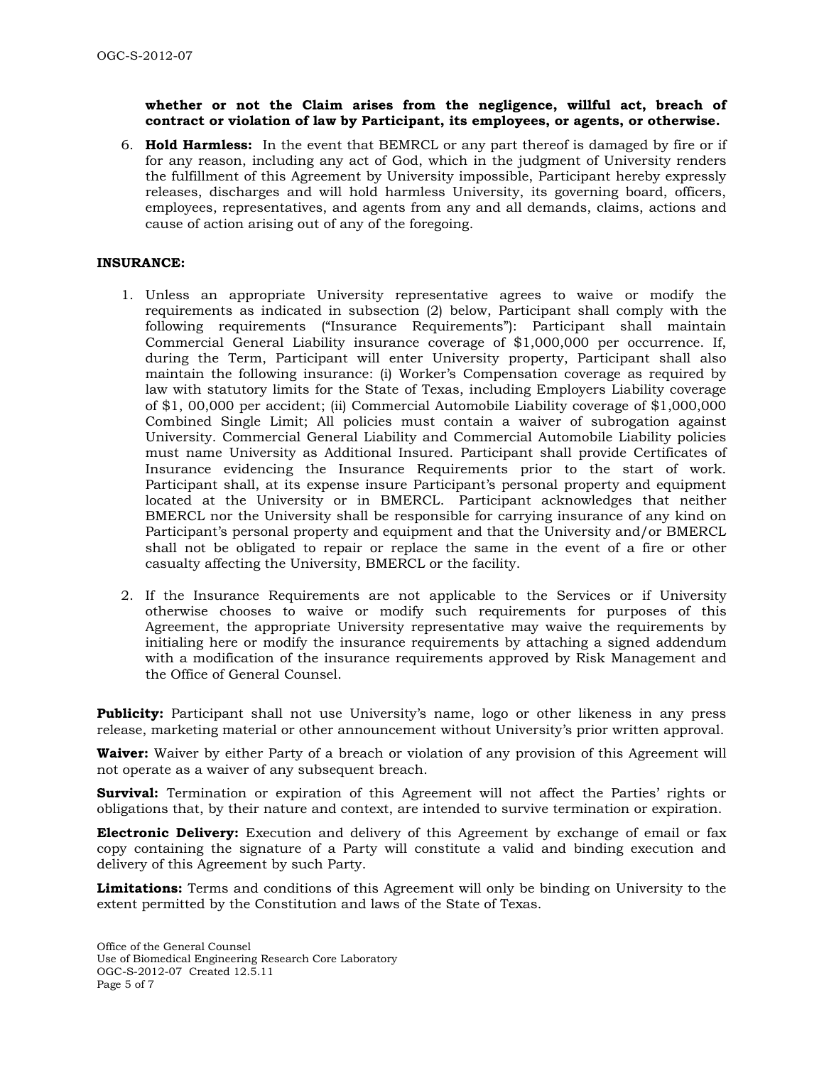**whether or not the Claim arises from the negligence, willful act, breach of contract or violation of law by Participant, its employees, or agents, or otherwise.**

6. **Hold Harmless:** In the event that BEMRCL or any part thereof is damaged by fire or if for any reason, including any act of God, which in the judgment of University renders the fulfillment of this Agreement by University impossible, Participant hereby expressly releases, discharges and will hold harmless University, its governing board, officers, employees, representatives, and agents from any and all demands, claims, actions and cause of action arising out of any of the foregoing.

**INSURANCE:**

1. Unless an appropriate University representative agrees to waive or modify the requirements as indicated in subsection (2) below, Participant shall comply with the following requirements ("Insurance Requirements"): Participant shall maintain Commercial General Liability insurance coverage of $1,000,000 per occurrence. If, during the Term, Participant will enter University property, Participant shall also maintain the following insurance: (i) Worker's Compensation coverage as required by law with statutory limits for the State of Texas, including Employers Liability coverage of $1, 00,000 per accident; (ii) Commercial Automobile Liability coverage of $1,000,000 Combined Single Limit; All policies must contain a waiver of subrogation against University. Commercial General Liability and Commercial Automobile Liability policies must name University as Additional Insured. Participant shall provide Certificates of Insurance evidencing the Insurance Requirements prior to the start of work. Participant shall, at its expense insure Participant's personal property and equipment located at the University or in BMERCL. Participant acknowledges that neither BMERCL nor the University shall be responsible for carrying insurance of any kind on Participant's personal property and equipment and that the University and/or BMERCL shall not be obligated to repair or replace the same in the event of a fire or other casualty affecting the University, BMERCL or the facility.

2. If the Insurance Requirements are not applicable to the Services or if University otherwise chooses to waive or modify such requirements for purposes of this Agreement, the appropriate University representative may waive the requirements by initialing here or modify the insurance requirements by attaching a signed addendum with a modification of the insurance requirements approved by Risk Management and the Office of General Counsel.

**Publicity:** Participant shall not use University's name, logo or other likeness in any press release, marketing material or other announcement without University's prior written approval.

**Waiver:** Waiver by either Party of a breach or violation of any provision of this Agreement will not operate as a waiver of any subsequent breach.

**Survival:** Termination or expiration of this Agreement will not affect the Parties' rights or obligations that, by their nature and context, are intended to survive termination or expiration.

**Electronic Delivery:** Execution and delivery of this Agreement by exchange of email or fax copy containing the signature of a Party will constitute a valid and binding execution and delivery of this Agreement by such Party.

**Limitations:** Terms and conditions of this Agreement will only be binding on University to the extent permitted by the Constitution and laws of the State of Texas.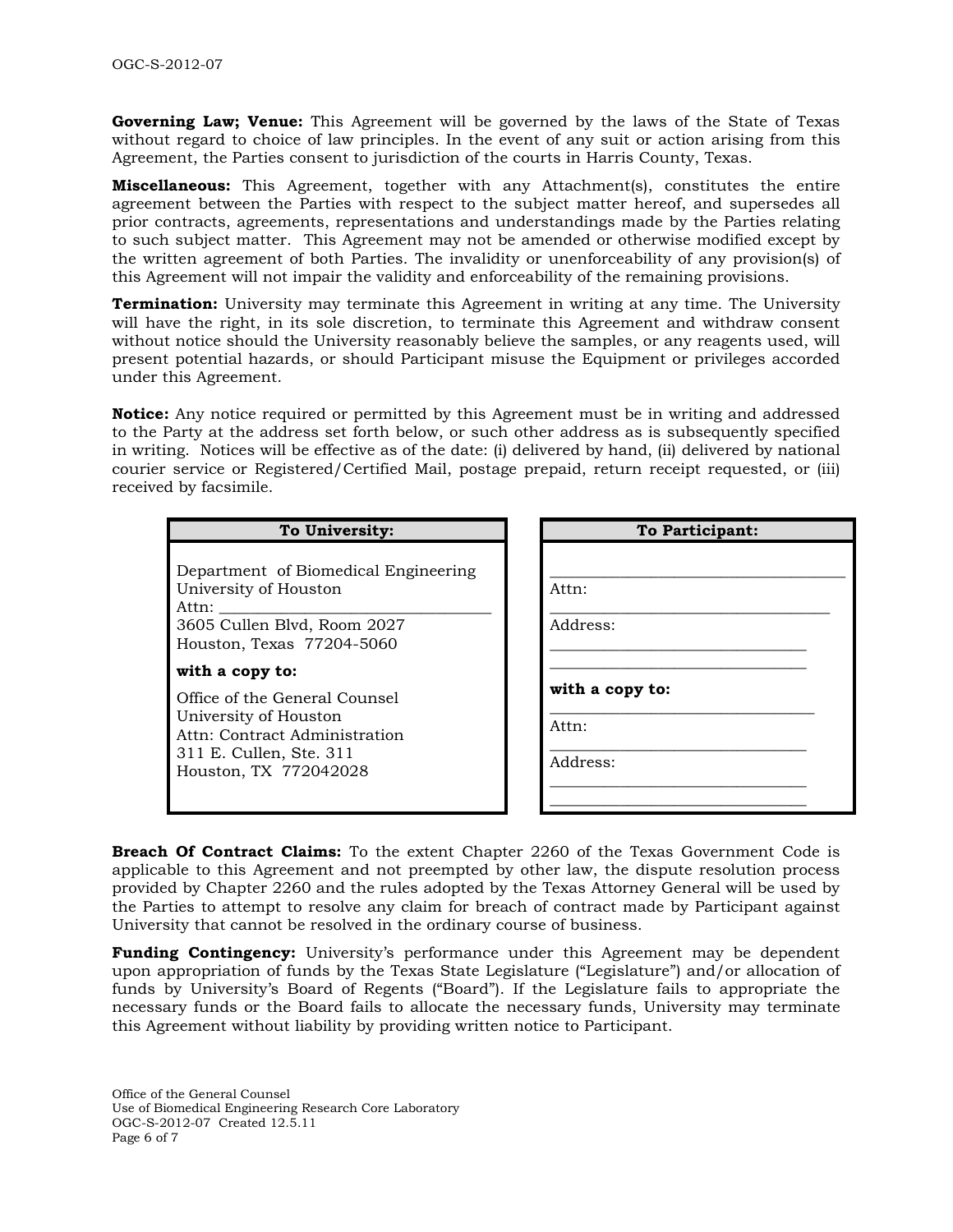**Governing Law; Venue:** This Agreement will be governed by the laws of the State of Texas without regard to choice of law principles. In the event of any suit or action arising from this Agreement, the Parties consent to jurisdiction of the courts in Harris County, Texas.

**Miscellaneous:** This Agreement, together with any Attachment(s), constitutes the entire agreement between the Parties with respect to the subject matter hereof, and supersedes all prior contracts, agreements, representations and understandings made by the Parties relating to such subject matter. This Agreement may not be amended or otherwise modified except by the written agreement of both Parties. The invalidity or unenforceability of any provision(s) of this Agreement will not impair the validity and enforceability of the remaining provisions.

**Termination:** University may terminate this Agreement in writing at any time. The University will have the right, in its sole discretion, to terminate this Agreement and withdraw consent without notice should the University reasonably believe the samples, or any reagents used, will present potential hazards, or should Participant misuse the Equipment or privileges accorded under this Agreement.

**Notice:** Any notice required or permitted by this Agreement must be in writing and addressed to the Party at the address set forth below, or such other address as is subsequently specified in writing. Notices will be effective as of the date: (i) delivered by hand, (ii) delivered by national courier service or Registered/Certified Mail, postage prepaid, return receipt requested, or (iii) received by facsimile.

| To University: | To Participant: |
|---|---|
| Department of Biomedical Engineering<br>University of Houston<br>Attn: ______________________________<br>3605 Cullen Blvd, Room 2027<br>Houston, Texas 77204-5060<br><br>**with a copy to:**<br><br>Office of the General Counsel<br>University of Houston<br>Attn: Contract Administration<br>311 E. Cullen, Ste. 311<br>Houston, TX 772042028 | ______________________________<br>Attn:<br>______________________________<br>Address:<br>______________________________<br>______________________________<br><br>**with a copy to:**<br>______________________________<br>Attn:<br>______________________________<br>Address:<br>______________________________<br>______________________________ |

**Breach Of Contract Claims:** To the extent Chapter 2260 of the Texas Government Code is applicable to this Agreement and not preempted by other law, the dispute resolution process provided by Chapter 2260 and the rules adopted by the Texas Attorney General will be used by the Parties to attempt to resolve any claim for breach of contract made by Participant against University that cannot be resolved in the ordinary course of business.

**Funding Contingency:** University's performance under this Agreement may be dependent upon appropriation of funds by the Texas State Legislature ("Legislature") and/or allocation of funds by University's Board of Regents ("Board"). If the Legislature fails to appropriate the necessary funds or the Board fails to allocate the necessary funds, University may terminate this Agreement without liability by providing written notice to Participant.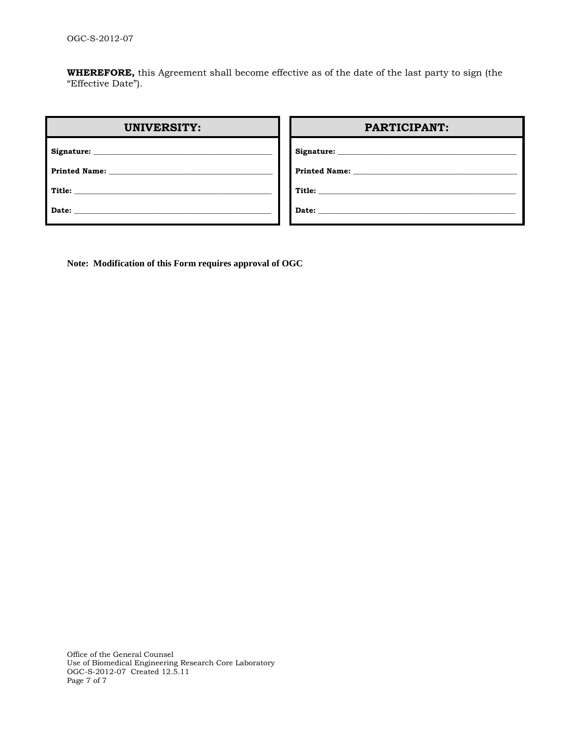**WHEREFORE,** this Agreement shall become effective as of the date of the last party to sign (the "Effective Date").

| UNIVERSITY: | PARTICIPANT: |
| --- | --- |
| **Signature:** ______________________________ | **Signature:** ______________________________ |
| **Printed Name:** ______________________________ | **Printed Name:** ______________________________ |
| **Title:** ______________________________ | **Title:** ______________________________ |
| **Date:** ______________________________ | **Date:** ______________________________ |

**Note: Modification of this Form requires approval of OGC**